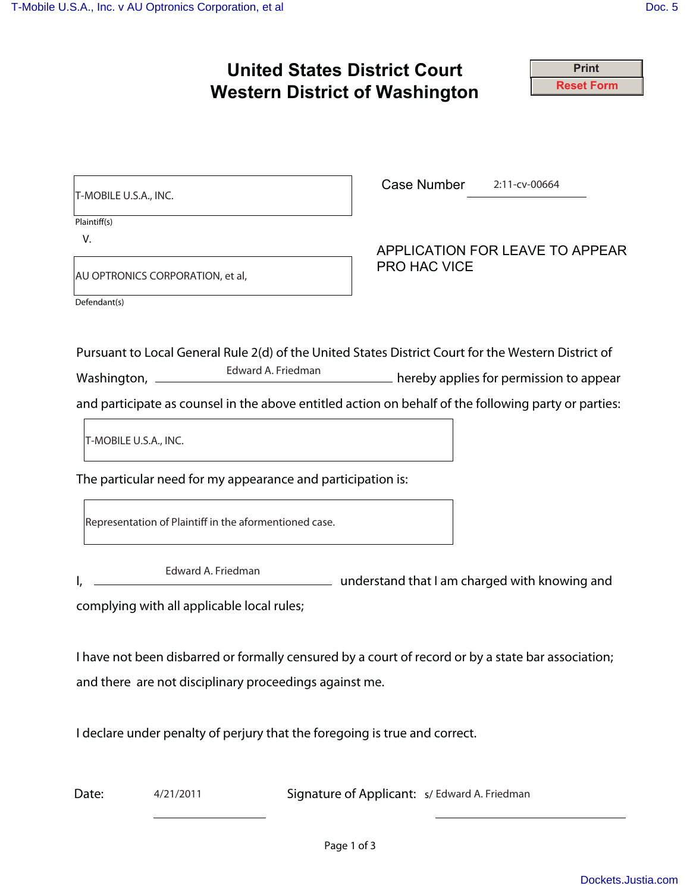# United States District Court
# Western District of Washington

Print
Reset Form

T-MOBILE U.S.A., INC.

Plaintiff(s)

V.

AU OPTRONICS CORPORATION, et al,

Defendant(s)

Case Number 2:11-cv-00664

## APPLICATION FOR LEAVE TO APPEAR PRO HAC VICE

Pursuant to Local General Rule 2(d) of the United States District Court for the Western District of Washington, Edward A. Friedman hereby applies for permission to appear and participate as counsel in the above entitled action on behalf of the following party or parties:

T-MOBILE U.S.A., INC.

The particular need for my appearance and participation is:

Representation of Plaintiff in the aforementioned case.

I, Edward A. Friedman understand that I am charged with knowing and complying with all applicable local rules;

I have not been disbarred or formally censured by a court of record or by a state bar association; and there are not disciplinary proceedings against me.

I declare under penalty of perjury that the foregoing is true and correct.

Date: 4/21/2011 Signature of Applicant: s/ Edward A. Friedman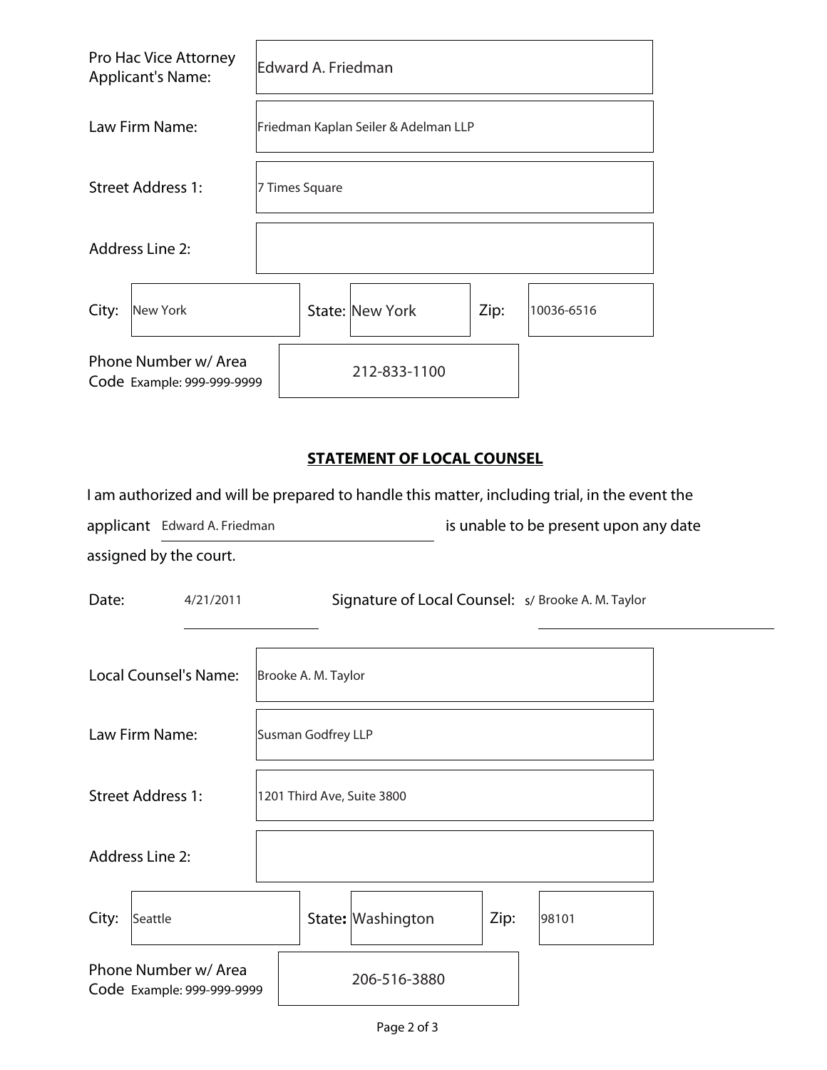Pro Hac Vice Attorney Applicant's Name: Edward A. Friedman

Law Firm Name: Friedman Kaplan Seiler & Adelman LLP

Street Address 1: 7 Times Square

Address Line 2:

City: New York State: New York Zip: 10036-6516

Phone Number w/ Area Code Example: 999-999-9999: 212-833-1100

## STATEMENT OF LOCAL COUNSEL

I am authorized and will be prepared to handle this matter, including trial, in the event the applicant Edward A. Friedman is unable to be present upon any date assigned by the court.

Date: 4/21/2011 Signature of Local Counsel: s/ Brooke A. M. Taylor

Local Counsel's Name: Brooke A. M. Taylor

Law Firm Name: Susman Godfrey LLP

Street Address 1: 1201 Third Ave, Suite 3800

Address Line 2:

City: Seattle State: Washington Zip: 98101

Phone Number w/ Area Code Example: 999-999-9999: 206-516-3880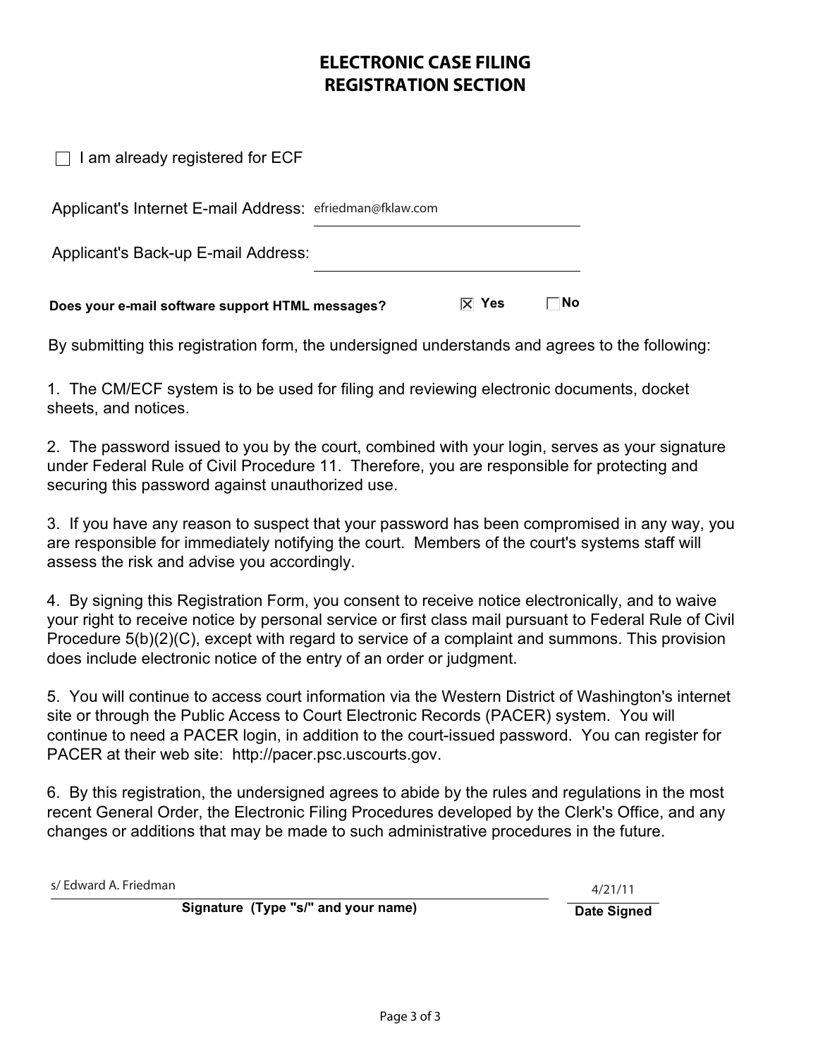# ELECTRONIC CASE FILING REGISTRATION SECTION

☐ I am already registered for ECF

Applicant's Internet E-mail Address: efriedman@fklaw.com

Applicant's Back-up E-mail Address: ______________________

**Does your e-mail software support HTML messages?** ☒ **Yes** ☐ **No**

By submitting this registration form, the undersigned understands and agrees to the following:

1. The CM/ECF system is to be used for filing and reviewing electronic documents, docket sheets, and notices.

2. The password issued to you by the court, combined with your login, serves as your signature under Federal Rule of Civil Procedure 11. Therefore, you are responsible for protecting and securing this password against unauthorized use.

3. If you have any reason to suspect that your password has been compromised in any way, you are responsible for immediately notifying the court. Members of the court's systems staff will assess the risk and advise you accordingly.

4. By signing this Registration Form, you consent to receive notice electronically, and to waive your right to receive notice by personal service or first class mail pursuant to Federal Rule of Civil Procedure 5(b)(2)(C), except with regard to service of a complaint and summons. This provision does include electronic notice of the entry of an order or judgment.

5. You will continue to access court information via the Western District of Washington's internet site or through the Public Access to Court Electronic Records (PACER) system. You will continue to need a PACER login, in addition to the court-issued password. You can register for PACER at their web site: http://pacer.psc.uscourts.gov.

6. By this registration, the undersigned agrees to abide by the rules and regulations in the most recent General Order, the Electronic Filing Procedures developed by the Clerk's Office, and any changes or additions that may be made to such administrative procedures in the future.

s/ Edward A. Friedman

**Signature (Type "s/" and your name)**

4/21/11

**Date Signed**